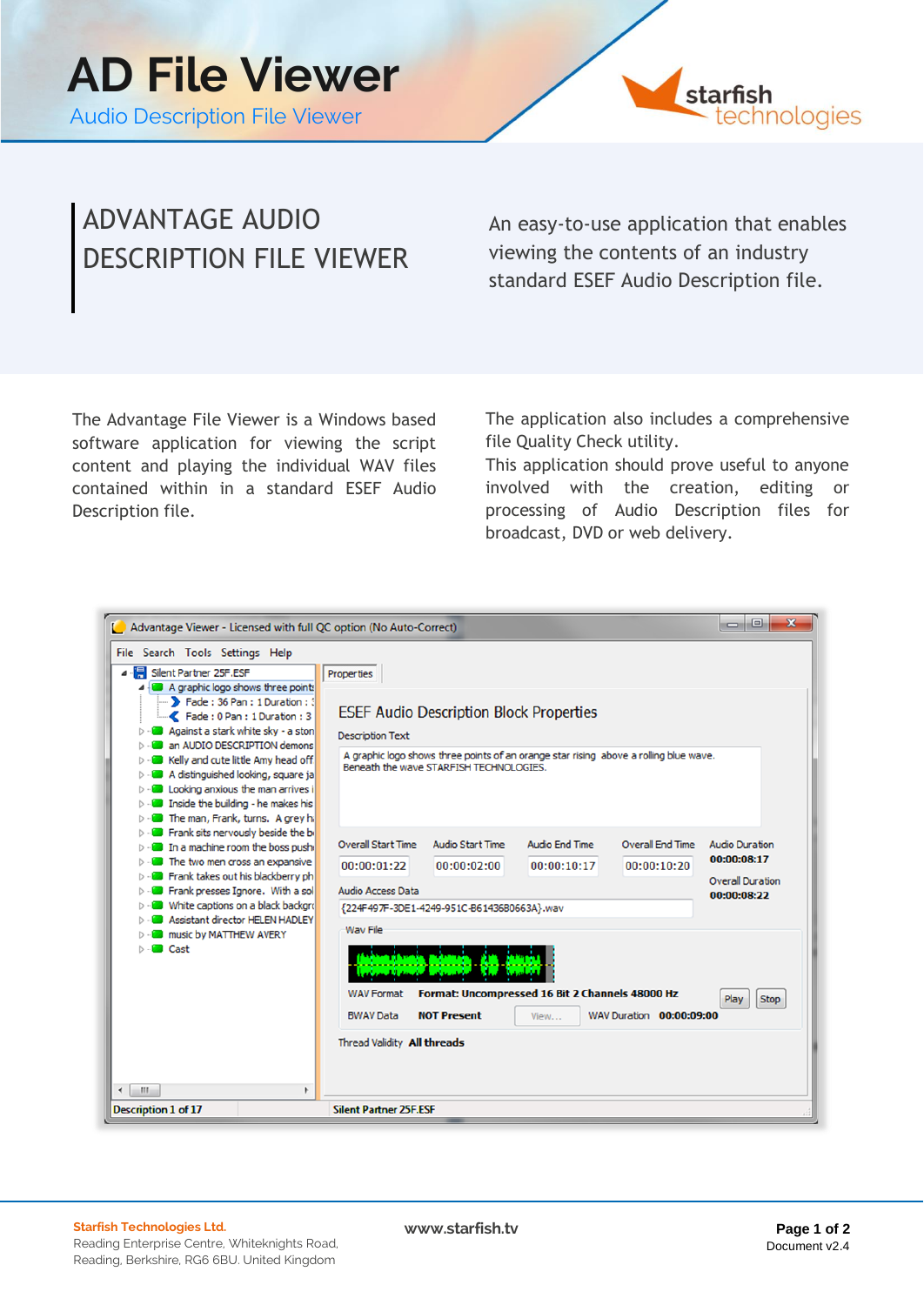# AD File Viewer

Audio Description File Viewer

starfish technologies

## ADVANTAGE AUDIO DESCRIPTION FILE VIEWER

An easy-to-use application that enables viewing the contents of an industry standard ESEF Audio Description file.

The Advantage File Viewer is a Windows based software application for viewing the script content and playing the individual WAV files contained within in a standard ESEF Audio Description file.

The application also includes a comprehensive file Quality Check utility.

This application should prove useful to anyone involved with the creation, editing or processing of Audio Description files for broadcast, DVD or web delivery.

**Starfish Technologies Ltd.**
Reading Enterprise Centre, Whiteknights Road,
Reading, Berkshire, RG6 6BU. United Kingdom

**www.starfish.tv**

Document v2.4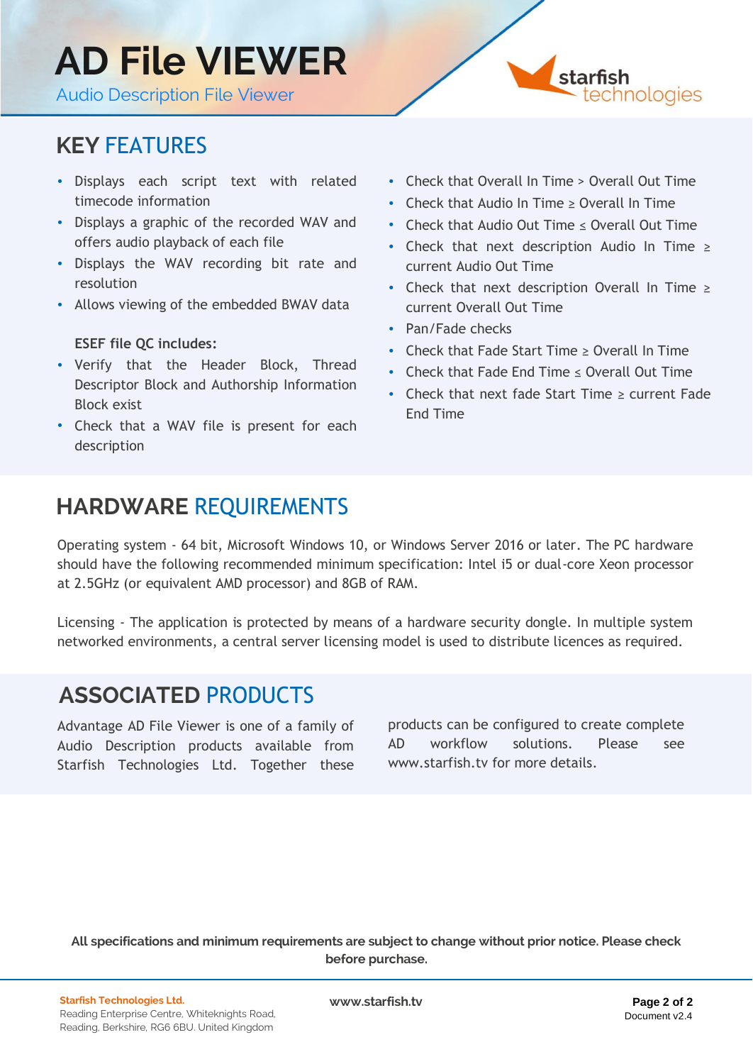# AD File VIEWER

Audio Description File Viewer

## KEY FEATURES

- Displays each script text with related timecode information
- Displays a graphic of the recorded WAV and offers audio playback of each file
- Displays the WAV recording bit rate and resolution
- Allows viewing of the embedded BWAV data

**ESEF file QC includes:**

- Verify that the Header Block, Thread Descriptor Block and Authorship Information Block exist
- Check that a WAV file is present for each description
- Check that Overall In Time > Overall Out Time
- Check that Audio In Time ≥ Overall In Time
- Check that Audio Out Time ≤ Overall Out Time
- Check that next description Audio In Time ≥ current Audio Out Time
- Check that next description Overall In Time ≥ current Overall Out Time
- Pan/Fade checks
- Check that Fade Start Time ≥ Overall In Time
- Check that Fade End Time ≤ Overall Out Time
- Check that next fade Start Time ≥ current Fade End Time

## HARDWARE REQUIREMENTS

Operating system - 64 bit, Microsoft Windows 10, or Windows Server 2016 or later. The PC hardware should have the following recommended minimum specification: Intel i5 or dual-core Xeon processor at 2.5GHz (or equivalent AMD processor) and 8GB of RAM.

Licensing - The application is protected by means of a hardware security dongle. In multiple system networked environments, a central server licensing model is used to distribute licences as required.

## ASSOCIATED PRODUCTS

Advantage AD File Viewer is one of a family of Audio Description products available from Starfish Technologies Ltd. Together these products can be configured to create complete AD workflow solutions. Please see www.starfish.tv for more details.

**All specifications and minimum requirements are subject to change without prior notice. Please check before purchase.**

**Starfish Technologies Ltd.**
Reading Enterprise Centre, Whiteknights Road, Reading, Berkshire, RG6 6BU. United Kingdom

**www.starfish.tv**

Document v2.4